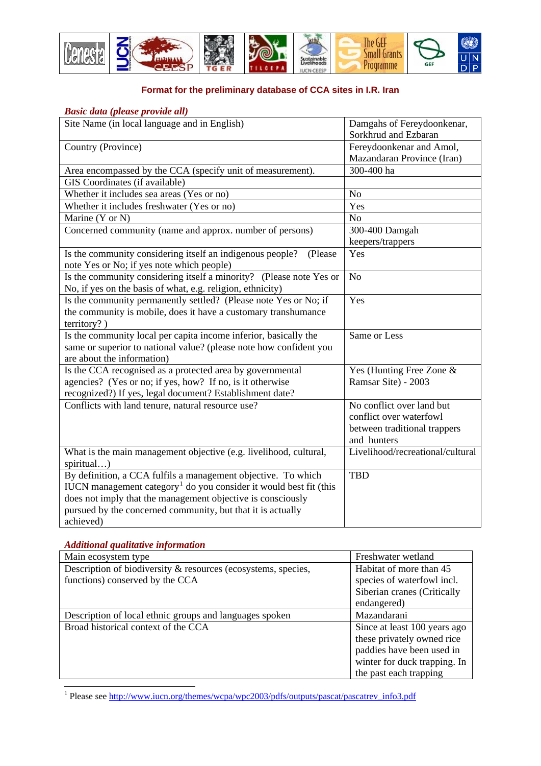## Format for the preliminary database of CCA sites in I.R. Iran

*Basic data (please provide all)*

| | |
|---|---|
| Site Name (in local language and in English) | Damgahs of Fereydoonkenar, Sorkhrud and Ezbaran |
| Country (Province) | Fereydoonkenar and Amol, Mazandaran Province (Iran) |
| Area encompassed by the CCA (specify unit of measurement). | 300-400 ha |
| GIS Coordinates (if available) | |
| Whether it includes sea areas (Yes or no) | No |
| Whether it includes freshwater (Yes or no) | Yes |
| Marine (Y or N) | No |
| Concerned community (name and approx. number of persons) | 300-400 Damgah keepers/trappers |
| Is the community considering itself an indigenous people? (Please note Yes or No; if yes note which people) | Yes |
| Is the community considering itself a minority? (Please note Yes or No, if yes on the basis of what, e.g. religion, ethnicity) | No |
| Is the community permanently settled? (Please note Yes or No; if the community is mobile, does it have a customary transhumance territory? ) | Yes |
| Is the community local per capita income inferior, basically the same or superior to national value? (please note how confident you are about the information) | Same or Less |
| Is the CCA recognised as a protected area by governmental agencies? (Yes or no; if yes, how? If no, is it otherwise recognized?) If yes, legal document? Establishment date? | Yes (Hunting Free Zone & Ramsar Site) - 2003 |
| Conflicts with land tenure, natural resource use? | No conflict over land but conflict over waterfowl between traditional trappers and hunters |
| What is the main management objective (e.g. livelihood, cultural, spiritual…) | Livelihood/recreational/cultural |
| By definition, a CCA fulfils a management objective. To which IUCN management category[1] do you consider it would best fit (this does not imply that the management objective is consciously pursued by the concerned community, but that it is actually achieved) | TBD |

*Additional qualitative information*

| | |
|---|---|
| Main ecosystem type | Freshwater wetland |
| Description of biodiversity & resources (ecosystems, species, functions) conserved by the CCA | Habitat of more than 45 species of waterfowl incl. Siberian cranes (Critically endangered) |
| Description of local ethnic groups and languages spoken | Mazandarani |
| Broad historical context of the CCA | Since at least 100 years ago these privately owned rice paddies have been used in winter for duck trapping. In the past each trapping |

[1] Please see http://www.iucn.org/themes/wcpa/wpc2003/pdfs/outputs/pascat/pascatrev_info3.pdf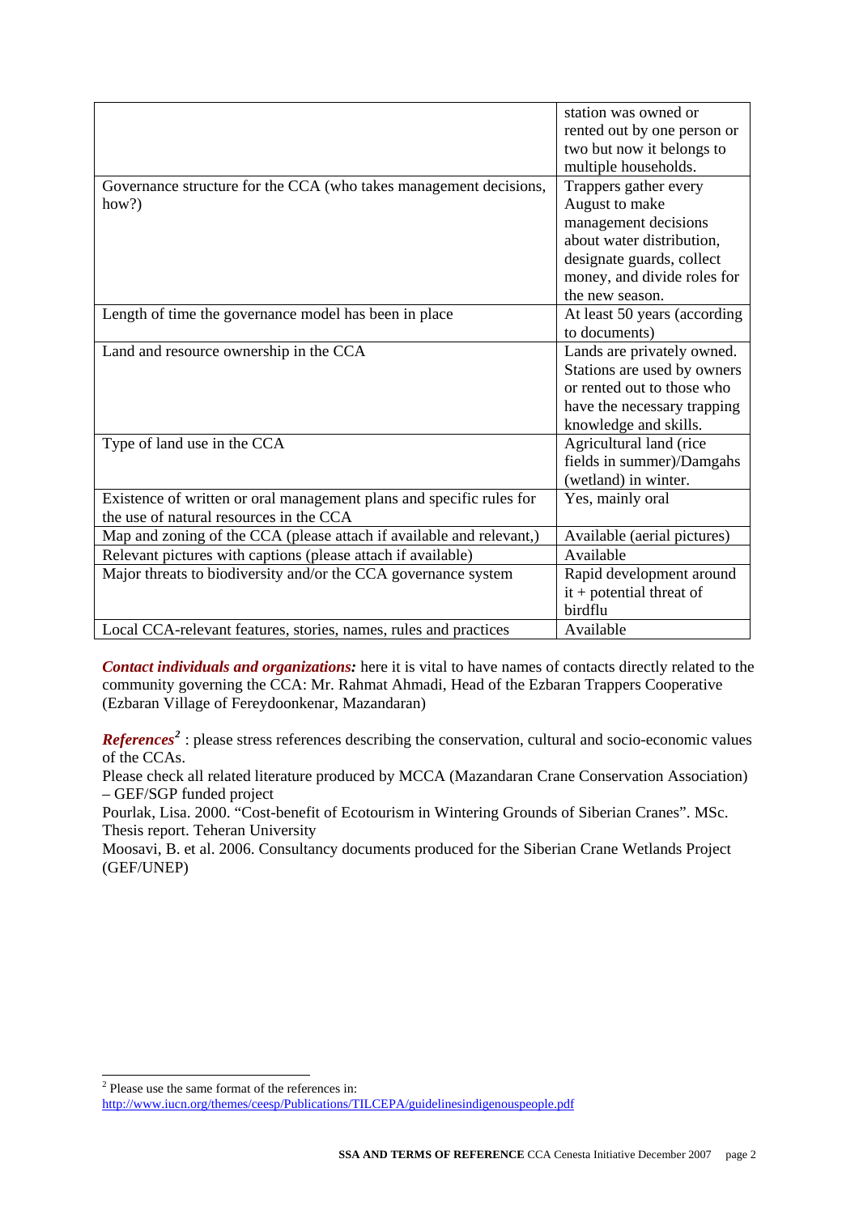| | |
|---|---|
| | station was owned or rented out by one person or two but now it belongs to multiple households. |
| Governance structure for the CCA (who takes management decisions, how?) | Trappers gather every August to make management decisions about water distribution, designate guards, collect money, and divide roles for the new season. |
| Length of time the governance model has been in place | At least 50 years (according to documents) |
| Land and resource ownership in the CCA | Lands are privately owned. Stations are used by owners or rented out to those who have the necessary trapping knowledge and skills. |
| Type of land use in the CCA | Agricultural land (rice fields in summer)/Damgahs (wetland) in winter. |
| Existence of written or oral management plans and specific rules for the use of natural resources in the CCA | Yes, mainly oral |
| Map and zoning of the CCA (please attach if available and relevant,) | Available (aerial pictures) |
| Relevant pictures with captions (please attach if available) | Available |
| Major threats to biodiversity and/or the CCA governance system | Rapid development around it + potential threat of birdflu |
| Local CCA-relevant features, stories, names, rules and practices | Available |

***Contact individuals and organizations:*** here it is vital to have names of contacts directly related to the community governing the CCA: Mr. Rahmat Ahmadi, Head of the Ezbaran Trappers Cooperative (Ezbaran Village of Fereydoonkenar, Mazandaran)

***References***[2] : please stress references describing the conservation, cultural and socio-economic values of the CCAs.

Please check all related literature produced by MCCA (Mazandaran Crane Conservation Association) – GEF/SGP funded project

Pourlak, Lisa. 2000. "Cost-benefit of Ecotourism in Wintering Grounds of Siberian Cranes". MSc. Thesis report. Teheran University

Moosavi, B. et al. 2006. Consultancy documents produced for the Siberian Crane Wetlands Project (GEF/UNEP)

[2] Please use the same format of the references in: http://www.iucn.org/themes/ceesp/Publications/TILCEPA/guidelinesindigenouspeople.pdf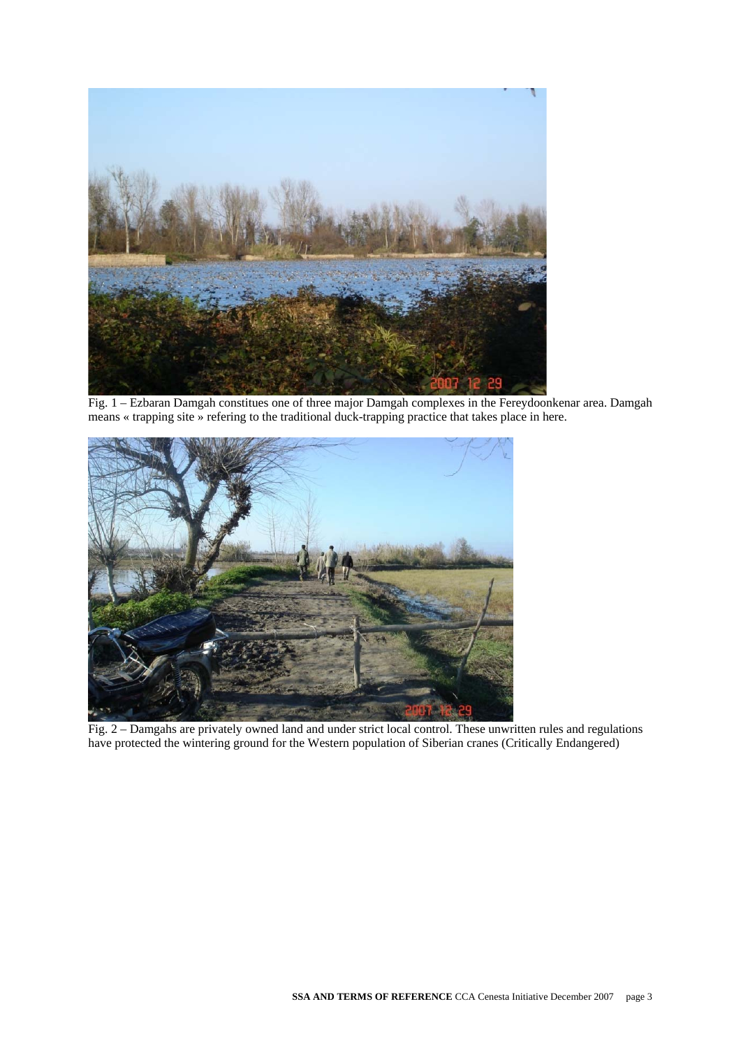Fig. 1 – Ezbaran Damgah constitues one of three major Damgah complexes in the Fereydoonkenar area. Damgah means « trapping site » refering to the traditional duck-trapping practice that takes place in here.

Fig. 2 – Damgahs are privately owned land and under strict local control. These unwritten rules and regulations have protected the wintering ground for the Western population of Siberian cranes (Critically Endangered)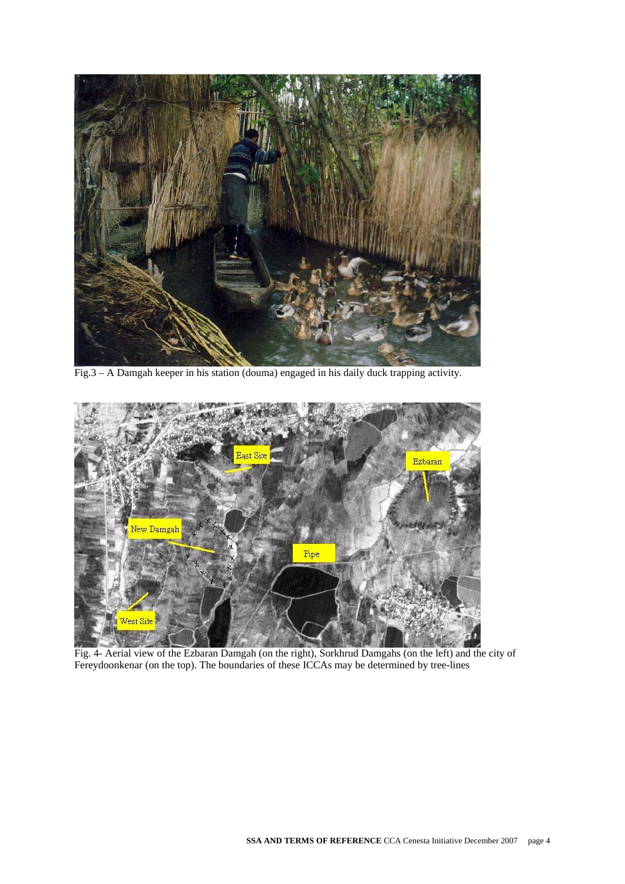Fig.3 – A Damgah keeper in his station (douma) engaged in his daily duck trapping activity.

East Site

Ezbaran

New Damgah

Pipe

West Site

Fig. 4- Aerial view of the Ezbaran Damgah (on the right), Sorkhrud Damgahs (on the left) and the city of Fereydoonkenar (on the top). The boundaries of these ICCAs may be determined by tree-lines